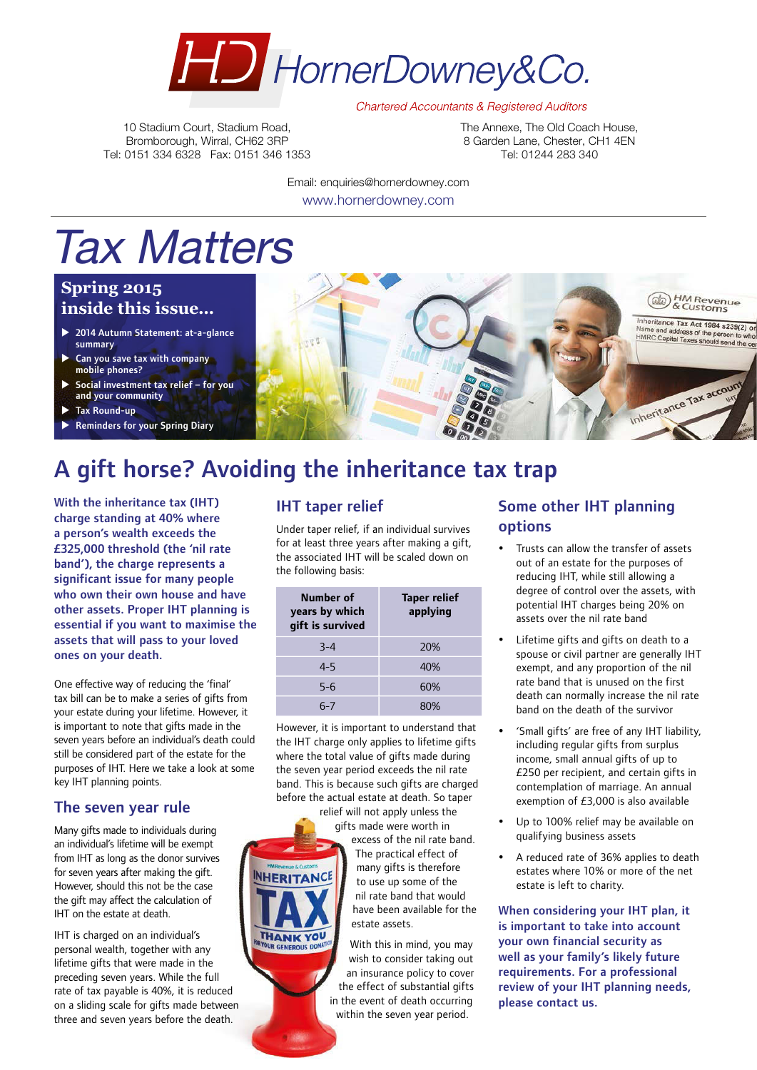# HornerDowney&Co.

*Chartered Accountants & Registered Auditors*

10 Stadium Court, Stadium Road,
Bromborough, Wirral, CH62 3RP
Tel: 0151 334 6328 Fax: 0151 346 1353

The Annexe, The Old Coach House,
8 Garden Lane, Chester, CH1 4EN
Tel: 01244 283 340

Email: enquiries@hornerdowney.com
www.hornerdowney.com

# *Tax Matters*

## Spring 2015 inside this issue...

- 2014 Autumn Statement: at-a-glance summary
- Can you save tax with company mobile phones?
- Social investment tax relief – for you and your community
- Tax Round-up
- Reminders for your Spring Diary

# A gift horse? Avoiding the inheritance tax trap

**With the inheritance tax (IHT) charge standing at 40% where a person's wealth exceeds the £325,000 threshold (the 'nil rate band'), the charge represents a significant issue for many people who own their own house and have other assets. Proper IHT planning is essential if you want to maximise the assets that will pass to your loved ones on your death.**

One effective way of reducing the 'final' tax bill can be to make a series of gifts from your estate during your lifetime. However, it is important to note that gifts made in the seven years before an individual's death could still be considered part of the estate for the purposes of IHT. Here we take a look at some key IHT planning points.

## The seven year rule

Many gifts made to individuals during an individual's lifetime will be exempt from IHT as long as the donor survives for seven years after making the gift. However, should this not be the case the gift may affect the calculation of IHT on the estate at death.

IHT is charged on an individual's personal wealth, together with any lifetime gifts that were made in the preceding seven years. While the full rate of tax payable is 40%, it is reduced on a sliding scale for gifts made between three and seven years before the death.

## IHT taper relief

Under taper relief, if an individual survives for at least three years after making a gift, the associated IHT will be scaled down on the following basis:

| Number of years by which gift is survived | Taper relief applying |
|---|---|
| 3-4 | 20% |
| 4-5 | 40% |
| 5-6 | 60% |
| 6-7 | 80% |

However, it is important to understand that the IHT charge only applies to lifetime gifts where the total value of gifts made during the seven year period exceeds the nil rate band. This is because such gifts are charged before the actual estate at death. So taper relief will not apply unless the gifts made were worth in excess of the nil rate band. The practical effect of many gifts is therefore to use up some of the nil rate band that would have been available for the estate assets.

With this in mind, you may wish to consider taking out an insurance policy to cover the effect of substantial gifts in the event of death occurring within the seven year period.

## Some other IHT planning options

- Trusts can allow the transfer of assets out of an estate for the purposes of reducing IHT, while still allowing a degree of control over the assets, with potential IHT charges being 20% on assets over the nil rate band
- Lifetime gifts and gifts on death to a spouse or civil partner are generally IHT exempt, and any proportion of the nil rate band that is unused on the first death can normally increase the nil rate band on the death of the survivor
- 'Small gifts' are free of any IHT liability, including regular gifts from surplus income, small annual gifts of up to £250 per recipient, and certain gifts in contemplation of marriage. An annual exemption of £3,000 is also available
- Up to 100% relief may be available on qualifying business assets
- A reduced rate of 36% applies to death estates where 10% or more of the net estate is left to charity.

**When considering your IHT plan, it is important to take into account your own financial security as well as your family's likely future requirements. For a professional review of your IHT planning needs, please contact us.**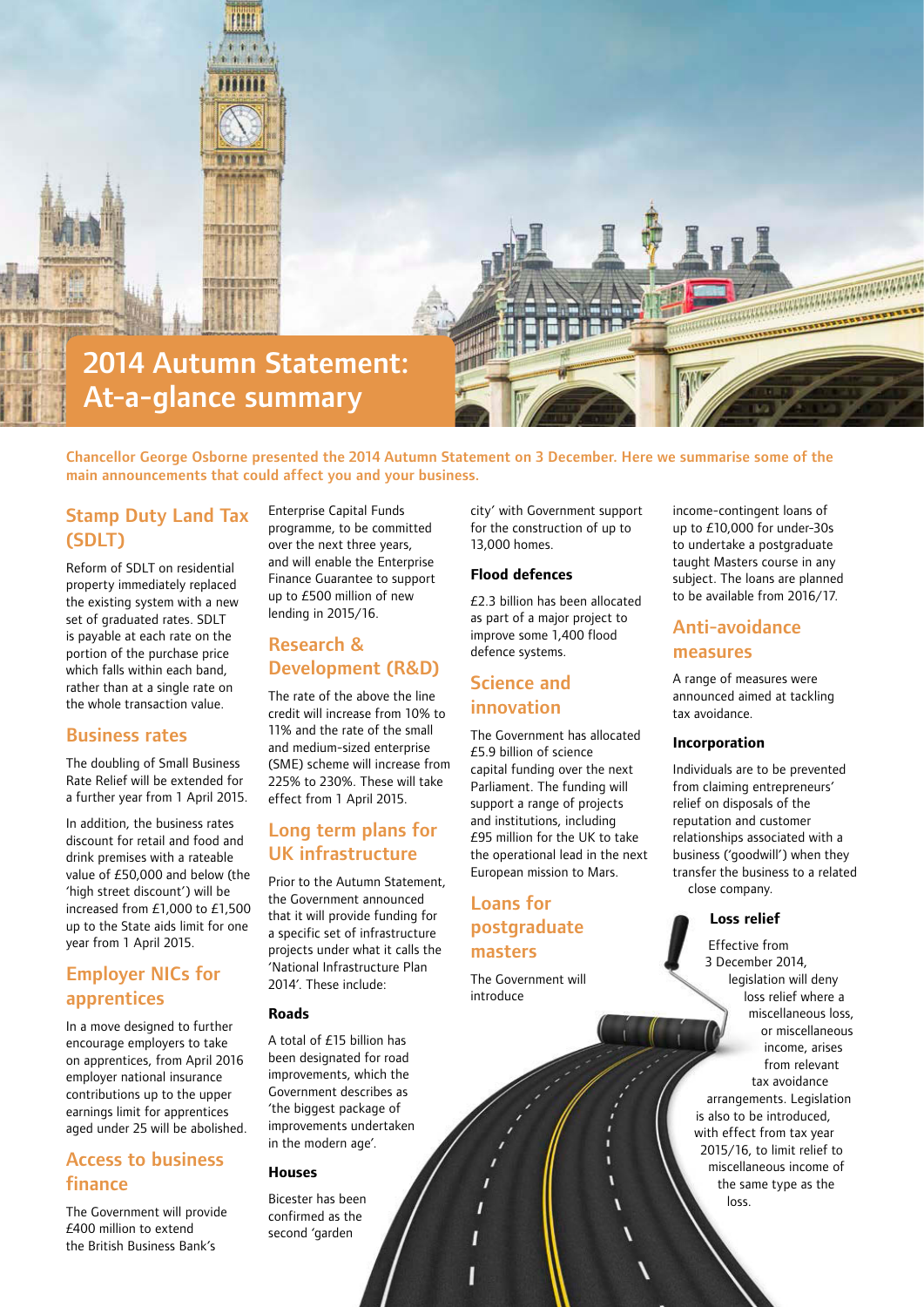# 2014 Autumn Statement: At-a-glance summary

Chancellor George Osborne presented the 2014 Autumn Statement on 3 December. Here we summarise some of the main announcements that could affect you and your business.

## Stamp Duty Land Tax (SDLT)

Reform of SDLT on residential property immediately replaced the existing system with a new set of graduated rates. SDLT is payable at each rate on the portion of the purchase price which falls within each band, rather than at a single rate on the whole transaction value.

## Business rates

The doubling of Small Business Rate Relief will be extended for a further year from 1 April 2015.

In addition, the business rates discount for retail and food and drink premises with a rateable value of £50,000 and below (the 'high street discount') will be increased from £1,000 to £1,500 up to the State aids limit for one year from 1 April 2015.

## Employer NICs for apprentices

In a move designed to further encourage employers to take on apprentices, from April 2016 employer national insurance contributions up to the upper earnings limit for apprentices aged under 25 will be abolished.

## Access to business finance

The Government will provide £400 million to extend the British Business Bank's Enterprise Capital Funds programme, to be committed over the next three years, and will enable the Enterprise Finance Guarantee to support up to £500 million of new lending in 2015/16.

## Research & Development (R&D)

The rate of the above the line credit will increase from 10% to 11% and the rate of the small and medium-sized enterprise (SME) scheme will increase from 225% to 230%. These will take effect from 1 April 2015.

## Long term plans for UK infrastructure

Prior to the Autumn Statement, the Government announced that it will provide funding for a specific set of infrastructure projects under what it calls the 'National Infrastructure Plan 2014'. These include:

### Roads

A total of £15 billion has been designated for road improvements, which the Government describes as 'the biggest package of improvements undertaken in the modern age'.

### Houses

Bicester has been confirmed as the second 'garden city' with Government support for the construction of up to 13,000 homes.

### Flood defences

£2.3 billion has been allocated as part of a major project to improve some 1,400 flood defence systems.

## Science and innovation

The Government has allocated £5.9 billion of science capital funding over the next Parliament. The funding will support a range of projects and institutions, including £95 million for the UK to take the operational lead in the next European mission to Mars.

## Loans for postgraduate masters

The Government will introduce income-contingent loans of up to £10,000 for under-30s to undertake a postgraduate taught Masters course in any subject. The loans are planned to be available from 2016/17.

## Anti-avoidance measures

A range of measures were announced aimed at tackling tax avoidance.

### Incorporation

Individuals are to be prevented from claiming entrepreneurs' relief on disposals of the reputation and customer relationships associated with a business ('goodwill') when they transfer the business to a related close company.

### Loss relief

Effective from 3 December 2014, legislation will deny loss relief where a miscellaneous loss, or miscellaneous income, arises from relevant tax avoidance arrangements. Legislation is also to be introduced, with effect from tax year 2015/16, to limit relief to miscellaneous income of the same type as the loss.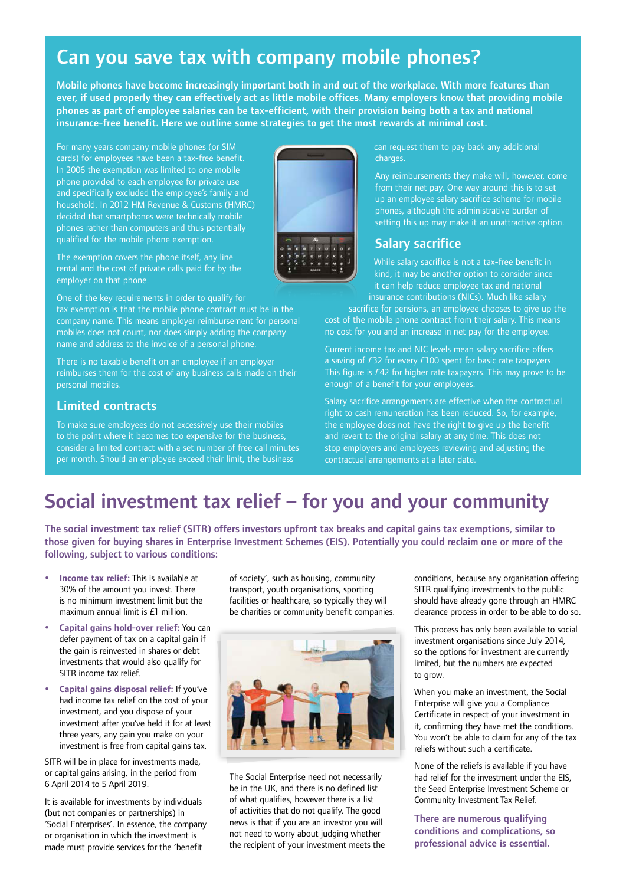# Can you save tax with company mobile phones?

**Mobile phones have become increasingly important both in and out of the workplace. With more features than ever, if used properly they can effectively act as little mobile offices. Many employers know that providing mobile phones as part of employee salaries can be tax-efficient, with their provision being both a tax and national insurance-free benefit. Here we outline some strategies to get the most rewards at minimal cost.**

For many years company mobile phones (or SIM cards) for employees have been a tax-free benefit. In 2006 the exemption was limited to one mobile phone provided to each employee for private use and specifically excluded the employee's family and household. In 2012 HM Revenue & Customs (HMRC) decided that smartphones were technically mobile phones rather than computers and thus potentially qualified for the mobile phone exemption.

The exemption covers the phone itself, any line rental and the cost of private calls paid for by the employer on that phone.

One of the key requirements in order to qualify for tax exemption is that the mobile phone contract must be in the company name. This means employer reimbursement for personal mobiles does not count, nor does simply adding the company name and address to the invoice of a personal phone.

There is no taxable benefit on an employee if an employer reimburses them for the cost of any business calls made on their personal mobiles.

## Limited contracts

To make sure employees do not excessively use their mobiles to the point where it becomes too expensive for the business, consider a limited contract with a set number of free call minutes per month. Should an employee exceed their limit, the business can request them to pay back any additional charges.

Any reimbursements they make will, however, come from their net pay. One way around this is to set up an employee salary sacrifice scheme for mobile phones, although the administrative burden of setting this up may make it an unattractive option.

## Salary sacrifice

While salary sacrifice is not a tax-free benefit in kind, it may be another option to consider since it can help reduce employee tax and national insurance contributions (NICs). Much like salary sacrifice for pensions, an employee chooses to give up the cost of the mobile phone contract from their salary. This means no cost for you and an increase in net pay for the employee.

Current income tax and NIC levels mean salary sacrifice offers a saving of £32 for every £100 spent for basic rate taxpayers. This figure is £42 for higher rate taxpayers. This may prove to be enough of a benefit for your employees.

Salary sacrifice arrangements are effective when the contractual right to cash remuneration has been reduced. So, for example, the employee does not have the right to give up the benefit and revert to the original salary at any time. This does not stop employers and employees reviewing and adjusting the contractual arrangements at a later date.

# Social investment tax relief – for you and your community

**The social investment tax relief (SITR) offers investors upfront tax breaks and capital gains tax exemptions, similar to those given for buying shares in Enterprise Investment Schemes (EIS). Potentially you could reclaim one or more of the following, subject to various conditions:**

- **Income tax relief:** This is available at 30% of the amount you invest. There is no minimum investment limit but the maximum annual limit is £1 million.
- **Capital gains hold-over relief:** You can defer payment of tax on a capital gain if the gain is reinvested in shares or debt investments that would also qualify for SITR income tax relief.
- **Capital gains disposal relief:** If you've had income tax relief on the cost of your investment, and you dispose of your investment after you've held it for at least three years, any gain you make on your investment is free from capital gains tax.

SITR will be in place for investments made, or capital gains arising, in the period from 6 April 2014 to 5 April 2019.

It is available for investments by individuals (but not companies or partnerships) in 'Social Enterprises'. In essence, the company or organisation in which the investment is made must provide services for the 'benefit of society', such as housing, community transport, youth organisations, sporting facilities or healthcare, so typically they will be charities or community benefit companies.

The Social Enterprise need not necessarily be in the UK, and there is no defined list of what qualifies, however there is a list of activities that do not qualify. The good news is that if you are an investor you will not need to worry about judging whether the recipient of your investment meets the conditions, because any organisation offering SITR qualifying investments to the public should have already gone through an HMRC clearance process in order to be able to do so.

This process has only been available to social investment organisations since July 2014, so the options for investment are currently limited, but the numbers are expected to grow.

When you make an investment, the Social Enterprise will give you a Compliance Certificate in respect of your investment in it, confirming they have met the conditions. You won't be able to claim for any of the tax reliefs without such a certificate.

None of the reliefs is available if you have had relief for the investment under the EIS, the Seed Enterprise Investment Scheme or Community Investment Tax Relief.

**There are numerous qualifying conditions and complications, so professional advice is essential.**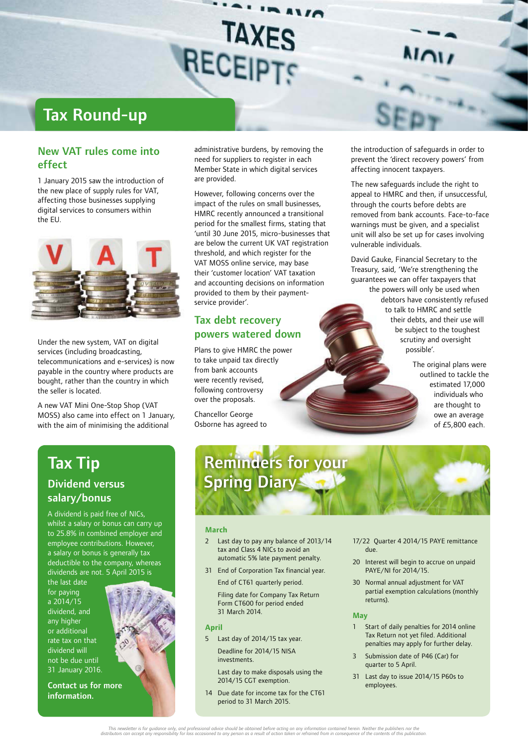# Tax Round-up

## New VAT rules come into effect

1 January 2015 saw the introduction of the new place of supply rules for VAT, affecting those businesses supplying digital services to consumers within the EU.

Under the new system, VAT on digital services (including broadcasting, telecommunications and e-services) is now payable in the country where products are bought, rather than the country in which the seller is located.

A new VAT Mini One-Stop Shop (VAT MOSS) also came into effect on 1 January, with the aim of minimising the additional administrative burdens, by removing the need for suppliers to register in each Member State in which digital services are provided.

However, following concerns over the impact of the rules on small businesses, HMRC recently announced a transitional period for the smallest firms, stating that 'until 30 June 2015, micro-businesses that are below the current UK VAT registration threshold, and which register for the VAT MOSS online service, may base their 'customer location' VAT taxation and accounting decisions on information provided to them by their payment-service provider'.

## Tax debt recovery powers watered down

Plans to give HMRC the power to take unpaid tax directly from bank accounts were recently revised, following controversy over the proposals.

Chancellor George Osborne has agreed to the introduction of safeguards in order to prevent the 'direct recovery powers' from affecting innocent taxpayers.

The new safeguards include the right to appeal to HMRC and then, if unsuccessful, through the courts before debts are removed from bank accounts. Face-to-face warnings must be given, and a specialist unit will also be set up for cases involving vulnerable individuals.

David Gauke, Financial Secretary to the Treasury, said, 'We're strengthening the guarantees we can offer taxpayers that the powers will only be used when debtors have consistently refused to talk to HMRC and settle their debts, and their use will be subject to the toughest scrutiny and oversight possible'.

The original plans were outlined to tackle the estimated 17,000 individuals who are thought to owe an average of £5,800 each.

# Tax Tip

## Dividend versus salary/bonus

A dividend is paid free of NICs, whilst a salary or bonus can carry up to 25.8% in combined employer and employee contributions. However, a salary or bonus is generally tax deductible to the company, whereas dividends are not. 5 April 2015 is the last date for paying a 2014/15 dividend, and any higher or additional rate tax on that dividend will not be due until 31 January 2016.

**Contact us for more information.**

# Reminders for your Spring Diary

### March

- 2 Last day to pay any balance of 2013/14 tax and Class 4 NICs to avoid an automatic 5% late payment penalty.
- 31 End of Corporation Tax financial year.
  End of CT61 quarterly period.
  Filing date for Company Tax Return Form CT600 for period ended 31 March 2014.

### April

- 5 Last day of 2014/15 tax year.
  Deadline for 2014/15 NISA investments.
  Last day to make disposals using the 2014/15 CGT exemption.
- 14 Due date for income tax for the CT61 period to 31 March 2015.
- 17/22 Quarter 4 2014/15 PAYE remittance due.
- 20 Interest will begin to accrue on unpaid PAYE/NI for 2014/15.
- 30 Normal annual adjustment for VAT partial exemption calculations (monthly returns).

### May

- 1 Start of daily penalties for 2014 online Tax Return not yet filed. Additional penalties may apply for further delay.
- 3 Submission date of P46 (Car) for quarter to 5 April.
- 31 Last day to issue 2014/15 P60s to employees.

*This newsletter is for guidance only, and professional advice should be obtained before acting on any information contained herein. Neither the publishers nor the distributors can accept any responsibility for loss occasioned to any person as a result of action taken or refrained from in consequence of the contents of this publication.*